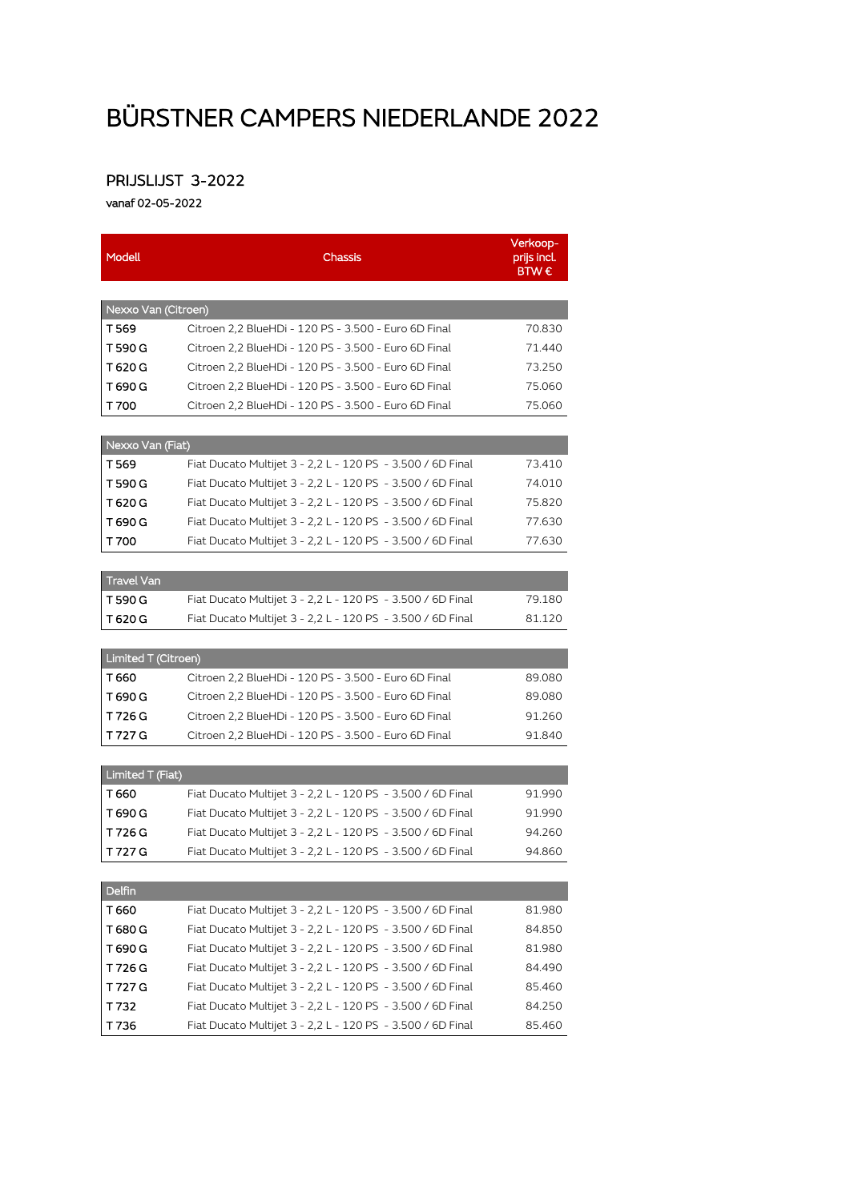# BÜRSTNER CAMPERS NIEDERLANDE 2022

## PRIJSLIJST 3-2022

vanaf 02-05-2022

| Modell | Chassis | Verkoop-prijs incl. BTW € |
|---|---|---|
| **Nexxo Van (Citroen)** | | |
| T 569 | Citroen 2,2 BlueHDi - 120 PS - 3.500 - Euro 6D Final | 70.830 |
| T 590 G | Citroen 2,2 BlueHDi - 120 PS - 3.500 - Euro 6D Final | 71.440 |
| T 620 G | Citroen 2,2 BlueHDi - 120 PS - 3.500 - Euro 6D Final | 73.250 |
| T 690 G | Citroen 2,2 BlueHDi - 120 PS - 3.500 - Euro 6D Final | 75.060 |
| T 700 | Citroen 2,2 BlueHDi - 120 PS - 3.500 - Euro 6D Final | 75.060 |
| **Nexxo Van (Fiat)** | | |
| T 569 | Fiat Ducato Multijet 3 - 2,2 L - 120 PS - 3.500 / 6D Final | 73.410 |
| T 590 G | Fiat Ducato Multijet 3 - 2,2 L - 120 PS - 3.500 / 6D Final | 74.010 |
| T 620 G | Fiat Ducato Multijet 3 - 2,2 L - 120 PS - 3.500 / 6D Final | 75.820 |
| T 690 G | Fiat Ducato Multijet 3 - 2,2 L - 120 PS - 3.500 / 6D Final | 77.630 |
| T 700 | Fiat Ducato Multijet 3 - 2,2 L - 120 PS - 3.500 / 6D Final | 77.630 |
| **Travel Van** | | |
| T 590 G | Fiat Ducato Multijet 3 - 2,2 L - 120 PS - 3.500 / 6D Final | 79.180 |
| T 620 G | Fiat Ducato Multijet 3 - 2,2 L - 120 PS - 3.500 / 6D Final | 81.120 |
| **Limited T (Citroen)** | | |
| T 660 | Citroen 2,2 BlueHDi - 120 PS - 3.500 - Euro 6D Final | 89.080 |
| T 690 G | Citroen 2,2 BlueHDi - 120 PS - 3.500 - Euro 6D Final | 89.080 |
| T 726 G | Citroen 2,2 BlueHDi - 120 PS - 3.500 - Euro 6D Final | 91.260 |
| T 727 G | Citroen 2,2 BlueHDi - 120 PS - 3.500 - Euro 6D Final | 91.840 |
| **Limited T (Fiat)** | | |
| T 660 | Fiat Ducato Multijet 3 - 2,2 L - 120 PS - 3.500 / 6D Final | 91.990 |
| T 690 G | Fiat Ducato Multijet 3 - 2,2 L - 120 PS - 3.500 / 6D Final | 91.990 |
| T 726 G | Fiat Ducato Multijet 3 - 2,2 L - 120 PS - 3.500 / 6D Final | 94.260 |
| T 727 G | Fiat Ducato Multijet 3 - 2,2 L - 120 PS - 3.500 / 6D Final | 94.860 |
| **Delfin** | | |
| T 660 | Fiat Ducato Multijet 3 - 2,2 L - 120 PS - 3.500 / 6D Final | 81.980 |
| T 680 G | Fiat Ducato Multijet 3 - 2,2 L - 120 PS - 3.500 / 6D Final | 84.850 |
| T 690 G | Fiat Ducato Multijet 3 - 2,2 L - 120 PS - 3.500 / 6D Final | 81.980 |
| T 726 G | Fiat Ducato Multijet 3 - 2,2 L - 120 PS - 3.500 / 6D Final | 84.490 |
| T 727 G | Fiat Ducato Multijet 3 - 2,2 L - 120 PS - 3.500 / 6D Final | 85.460 |
| T 732 | Fiat Ducato Multijet 3 - 2,2 L - 120 PS - 3.500 / 6D Final | 84.250 |
| T 736 | Fiat Ducato Multijet 3 - 2,2 L - 120 PS - 3.500 / 6D Final | 85.460 |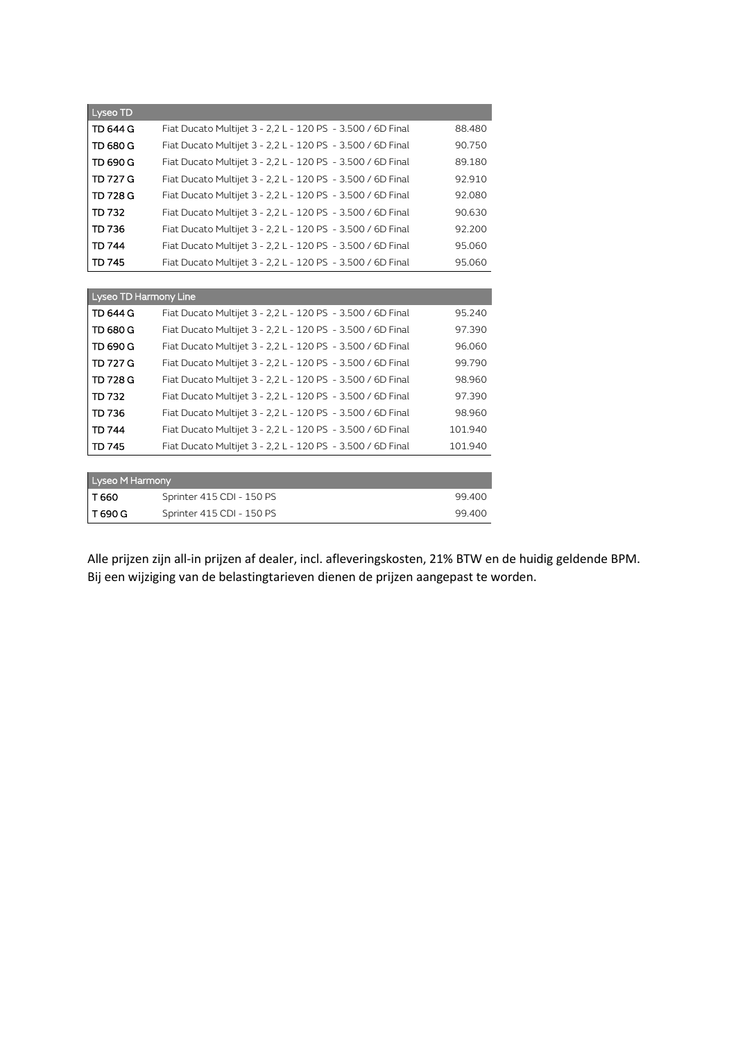| Lyseo TD | | |
|---|---|---|
| **TD 644 G** | Fiat Ducato Multijet 3 - 2,2 L - 120 PS - 3.500 / 6D Final | 88.480 |
| **TD 680 G** | Fiat Ducato Multijet 3 - 2,2 L - 120 PS - 3.500 / 6D Final | 90.750 |
| **TD 690 G** | Fiat Ducato Multijet 3 - 2,2 L - 120 PS - 3.500 / 6D Final | 89.180 |
| **TD 727 G** | Fiat Ducato Multijet 3 - 2,2 L - 120 PS - 3.500 / 6D Final | 92.910 |
| **TD 728 G** | Fiat Ducato Multijet 3 - 2,2 L - 120 PS - 3.500 / 6D Final | 92.080 |
| **TD 732** | Fiat Ducato Multijet 3 - 2,2 L - 120 PS - 3.500 / 6D Final | 90.630 |
| **TD 736** | Fiat Ducato Multijet 3 - 2,2 L - 120 PS - 3.500 / 6D Final | 92.200 |
| **TD 744** | Fiat Ducato Multijet 3 - 2,2 L - 120 PS - 3.500 / 6D Final | 95.060 |
| **TD 745** | Fiat Ducato Multijet 3 - 2,2 L - 120 PS - 3.500 / 6D Final | 95.060 |

| Lyseo TD Harmony Line | | |
|---|---|---|
| **TD 644 G** | Fiat Ducato Multijet 3 - 2,2 L - 120 PS - 3.500 / 6D Final | 95.240 |
| **TD 680 G** | Fiat Ducato Multijet 3 - 2,2 L - 120 PS - 3.500 / 6D Final | 97.390 |
| **TD 690 G** | Fiat Ducato Multijet 3 - 2,2 L - 120 PS - 3.500 / 6D Final | 96.060 |
| **TD 727 G** | Fiat Ducato Multijet 3 - 2,2 L - 120 PS - 3.500 / 6D Final | 99.790 |
| **TD 728 G** | Fiat Ducato Multijet 3 - 2,2 L - 120 PS - 3.500 / 6D Final | 98.960 |
| **TD 732** | Fiat Ducato Multijet 3 - 2,2 L - 120 PS - 3.500 / 6D Final | 97.390 |
| **TD 736** | Fiat Ducato Multijet 3 - 2,2 L - 120 PS - 3.500 / 6D Final | 98.960 |
| **TD 744** | Fiat Ducato Multijet 3 - 2,2 L - 120 PS - 3.500 / 6D Final | 101.940 |
| **TD 745** | Fiat Ducato Multijet 3 - 2,2 L - 120 PS - 3.500 / 6D Final | 101.940 |

| Lyseo M Harmony | | |
|---|---|---|
| T 660 | Sprinter 415 CDI - 150 PS | 99.400 |
| T 690 G | Sprinter 415 CDI - 150 PS | 99.400 |

Alle prijzen zijn all-in prijzen af dealer, incl. afleveringskosten, 21% BTW en de huidig geldende BPM. Bij een wijziging van de belastingtarieven dienen de prijzen aangepast te worden.